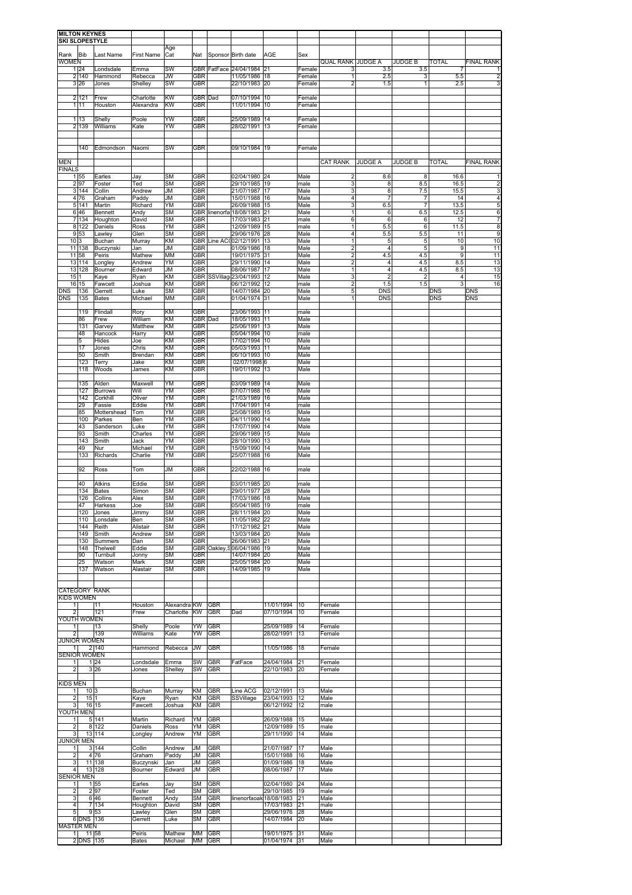**MILTON KEYNES**
**SKI SLOPESTYLE**

| Rank | Bib | Last Name | First Name | Age Cat | Nat | Sponsor | Birth date | AGE | Sex | | | | | |
|---|---|---|---|---|---|---|---|---|---|---|---|---|---|---|
| WOMEN | | | | | | | | | | QUAL RANK | JUDGE A | JUDGE B | TOTAL | FINAL RANK |
| 1 | 24 | Londsdale | Emma | SW | GBR | FatFace | 24/04/1984 | 21 | Female | 3 | 3.5 | 3.5 | 7 | 1 |
| 2 | 140 | Hammond | Rebecca | JW | GBR | | 11/05/1986 | 18 | Female | 1 | 2.5 | 3 | 5.5 | 2 |
| 3 | 26 | Jones | Shelley | SW | GBR | | 22/10/1983 | 20 | Female | 2 | 1.5 | 1 | 2.5 | 3 |
| | | | | | | | | | | | | | | |
| 2 | 121 | Frew | Charlotte | KW | GBR | Dad | 07/10/1994 | 10 | Female | | | | | |
| 1 | 11 | Houston | Alexandra | KW | GBR | | 11/01/1994 | 10 | Female | | | | | |
| | | | | | | | | | | | | | | |
| 1 | 13 | Shelly | Poole | YW | GBR | | 25/09/1989 | 14 | Female | | | | | |
| 2 | 139 | Williams | Kate | YW | GBR | | 28/02/1991 | 13 | Female | | | | | |
| | | | | | | | | | | | | | | |
| | 140 | Edmondson | Naomi | SW | GBR | | 09/10/1984 | 19 | Female | | | | | |
| | | | | | | | | | | | | | | |
| MEN | | | | | | | | | | CAT RANK | JUDGE A | JUDGE B | TOTAL | FINAL RANK |
| FINALS | | | | | | | | | | | | | | |
| 1 | 55 | Earles | Jay | SM | GBR | | 02/04/1980 | 24 | Male | 2 | 8.6 | 8 | 16.6 | 1 |
| 2 | 97 | Foster | Ted | SM | GBR | | 29/10/1985 | 19 | male | 3 | 8 | 8.5 | 16.5 | 2 |
| 3 | 144 | Collin | Andrew | JM | GBR | | 21/07/1987 | 17 | Male | 3 | 8 | 7.5 | 15.5 | 3 |
| 4 | 76 | Graham | Paddy | JM | GBR | | 15/01/1988 | 16 | Male | 4 | 7 | 7 | 14 | 4 |
| 5 | 141 | Martin | Richard | YM | GBR | | 26/09/1988 | 15 | Male | 3 | 6.5 | 7 | 13.5 | 5 |
| 6 | 46 | Bennett | Andy | SM | GBR | linenorfa | 18/08/1983 | 21 | Male | 1 | 6 | 6.5 | 12.5 | 6 |
| 7 | 134 | Houghton | David | SM | GBR | | 17/03/1983 | 21 | male | 6 | 6 | 6 | 12 | 7 |
| 8 | 122 | Daniels | Ross | YM | GBR | | 12/09/1989 | 15 | male | 1 | 5.5 | 6 | 11.5 | 8 |
| 9 | 53 | Lawley | Glen | SM | GBR | | 29/06/1976 | 28 | Male | 4 | 5.5 | 5.5 | 11 | 9 |
| 10 | 3 | Buchan | Murray | KM | GBR | Line AC( | 02/12/1991 | 13 | Male | 1 | 5 | 5 | 10 | 10 |
| 11 | 138 | Buczynski | Jan | JM | GBR | | 01/09/1986 | 18 | Male | 2 | 4 | 5 | 9 | 11 |
| 11 | 58 | Peiris | Mathew | MM | GBR | | 19/01/1975 | 31 | Male | 2 | 4.5 | 4.5 | 9 | 11 |
| 13 | 114 | Longley | Andrew | YM | GBR | | 29/11/1990 | 14 | Male | 2 | 4 | 4.5 | 8.5 | 13 |
| 13 | 128 | Bourner | Edward | JM | GBR | | 08/06/1987 | 17 | Male | 1 | 4 | 4.5 | 8.5 | 13 |
| 15 | 1 | Kaye | Ryan | KM | GBR | SSVillag | 23/04/1993 | 12 | Male | 3 | 2 | 2 | 4 | 15 |
| 16 | 15 | Fawcett | Joshua | KM | GBR | | 06/12/1992 | 12 | male | 2 | 1.5 | 1.5 | 3 | 16 |
| DNS | 136 | Gerrett | Luke | SM | GBR | | 14/07/1984 | 20 | Male | 5 | DNS | | DNS | DNS |
| DNS | 135 | Bates | Michael | MM | GBR | | 01/04/1974 | 31 | Male | 1 | DNS | | DNS | DNS |
| | | | | | | | | | | | | | | |
| | 119 | Flindall | Rory | KM | GBR | | 23/06/1993 | 11 | male | | | | | |
| | 86 | Frew | William | KM | GBR | Dad | 18/05/1993 | 11 | Male | | | | | |
| | 131 | Garvey | Matthew | KM | GBR | | 25/06/1991 | 13 | Male | | | | | |
| | 48 | Hancock | Harry | KM | GBR | | 05/04/1994 | 10 | male | | | | | |
| | 5 | Hides | Joe | KM | GBR | | 17/02/1994 | 10 | Male | | | | | |
| | 17 | Jones | Chris | KM | GBR | | 05/03/1993 | 11 | Male | | | | | |
| | 50 | Smith | Brendan | KM | GBR | | 06/10/1993 | 10 | Male | | | | | |
| | 123 | Terry | Jake | KM | GBR | | 02/07/1998 | 6 | Male | | | | | |
| | 118 | Woods | James | KM | GBR | | 19/01/1992 | 13 | Male | | | | | |
| | | | | | | | | | | | | | | |
| | 135 | Alden | Maxwell | YM | GBR | | 03/09/1989 | 14 | Male | | | | | |
| | 127 | Burrows | Will | YM | GBR | | 07/07/1988 | 16 | Male | | | | | |
| | 142 | Corkhill | Oliver | YM | GBR | | 21/03/1989 | 16 | Male | | | | | |
| | 29 | Fassie | Eddie | YM | GBR | | 17/04/1991 | 14 | male | | | | | |
| | 85 | Mottershead | Tom | YM | GBR | | 25/08/1989 | 15 | Male | | | | | |
| | 100 | Parkes | Ben | YM | GBR | | 04/11/1990 | 14 | Male | | | | | |
| | 43 | Sanderson | Luke | YM | GBR | | 17/07/1990 | 14 | Male | | | | | |
| | 93 | Smith | Charles | YM | GBR | | 29/06/1989 | 15 | Male | | | | | |
| | 143 | Smith | Jack | YM | GBR | | 28/10/1990 | 13 | Male | | | | | |
| | 49 | Nur | Michael | YM | GBR | | 15/09/1990 | 14 | Male | | | | | |
| | 133 | Richards | Charlie | YM | GBR | | 25/07/1988 | 16 | Male | | | | | |
| | | | | | | | | | | | | | | |
| | 92 | Ross | Tom | JM | GBR | | 22/02/1988 | 16 | male | | | | | |
| | | | | | | | | | | | | | | |
| | 40 | Atkins | Eddie | SM | GBR | | 03/01/1985 | 20 | male | | | | | |
| | 134 | Bates | Simon | SM | GBR | | 29/01/1977 | 28 | Male | | | | | |
| | 126 | Collins | Alex | SM | GBR | | 17/03/1986 | 18 | Male | | | | | |
| | 47 | Harkess | Joe | SM | GBR | | 05/04/1985 | 19 | male | | | | | |
| | 120 | Jones | Jimmy | SM | GBR | | 28/11/1984 | 20 | Male | | | | | |
| | 110 | Lonsdale | Ben | SM | GBR | | 11/05/1982 | 22 | Male | | | | | |
| | 144 | Reith | Alistair | SM | GBR | | 17/12/1982 | 21 | Male | | | | | |
| | 149 | Smith | Andrew | SM | GBR | | 13/03/1984 | 20 | Male | | | | | |
| | 130 | Summers | Dan | SM | GBR | | 26/06/1983 | 21 | Male | | | | | |
| | 148 | Thelwell | Eddie | SM | GBR | Oakley,S | 06/04/1986 | 19 | Male | | | | | |
| | 90 | Turnbull | Jonny | SM | GBR | | 14/07/1984 | 20 | Male | | | | | |
| | 25 | Watson | Mark | SM | GBR | | 25/05/1984 | 20 | Male | | | | | |
| | 137 | Watson | Alastair | SM | GBR | | 14/09/1985 | 19 | Male | | | | | |

**CATEGORY RANK**

| | | | | | | | | | | |
|---|---|---|---|---|---|---|---|---|---|---|
| KIDS WOMEN | | | | | | | | | | |
| 1 | | 11 | Houston | Alexandra | KW | GBR | | 11/01/1994 | 10 | Female |
| 2 | | 121 | Frew | Charlotte | KW | GBR | Dad | 07/10/1994 | 10 | Female |
| YOUTH WOMEN | | | | | | | | | | |
| 1 | | 13 | Shelly | Poole | YW | GBR | | 25/09/1989 | 14 | Female |
| 2 | | 139 | Williams | Kate | YW | GBR | | 28/02/1991 | 13 | Female |
| JUNIOR WOMEN | | | | | | | | | | |
| 1 | 2 | 140 | Hammond | Rebecca | JW | GBR | | 11/05/1986 | 18 | Female |
| SENIOR WOMEN | | | | | | | | | | |
| 1 | 1 | 24 | Londsdale | Emma | SW | GBR | FatFace | 24/04/1984 | 21 | Female |
| 2 | 3 | 26 | Jones | Shelley | SW | GBR | | 22/10/1983 | 20 | Female |
| | | | | | | | | | | |
| KIDS MEN | | | | | | | | | | |
| 1 | 10 | 3 | Buchan | Murray | KM | GBR | Line ACG | 02/12/1991 | 13 | Male |
| 2 | 15 | 1 | Kaye | Ryan | KM | GBR | SSVillage | 23/04/1993 | 12 | Male |
| 3 | 16 | 15 | Fawcett | Joshua | KM | GBR | | 06/12/1992 | 12 | male |
| YOUTH MEN | | | | | | | | | | |
| 1 | 5 | 141 | Martin | Richard | YM | GBR | | 26/09/1988 | 15 | Male |
| 2 | 8 | 122 | Daniels | Ross | YM | GBR | | 12/09/1989 | 15 | male |
| 3 | 13 | 114 | Longley | Andrew | YM | GBR | | 29/11/1990 | 14 | Male |
| JUNIOR MEN | | | | | | | | | | |
| 1 | 3 | 144 | Collin | Andrew | JM | GBR | | 21/07/1987 | 17 | Male |
| 2 | 4 | 76 | Graham | Paddy | JM | GBR | | 15/01/1988 | 16 | Male |
| 3 | 11 | 138 | Buczynski | Jan | JM | GBR | | 01/09/1986 | 18 | Male |
| 4 | 13 | 128 | Bourner | Edward | JM | GBR | | 08/06/1987 | 17 | Male |
| SENIOR MEN | | | | | | | | | | |
| 1 | 1 | 55 | Earles | Jay | SM | GBR | | 02/04/1980 | 24 | Male |
| 2 | 2 | 97 | Foster | Ted | SM | GBR | | 29/10/1985 | 19 | male |
| 3 | 6 | 46 | Bennett | Andy | SM | GBR | linenorfaoak | 18/08/1983 | 21 | Male |
| 4 | 7 | 134 | Houghton | David | SM | GBR | | 17/03/1983 | 21 | male |
| 5 | 9 | 53 | Lawley | Glen | SM | GBR | | 29/06/1976 | 28 | Male |
| 6 | DNS | 136 | Gerrett | Luke | SM | GBR | | 14/07/1984 | 20 | Male |
| MASTER MEN | | | | | | | | | | |
| 1 | 11 | 58 | Peiris | Mathew | MM | GBR | | 19/01/1975 | 31 | Male |
| 2 | DNS | 135 | Bates | Michael | MM | GBR | | 01/04/1974 | 31 | Male |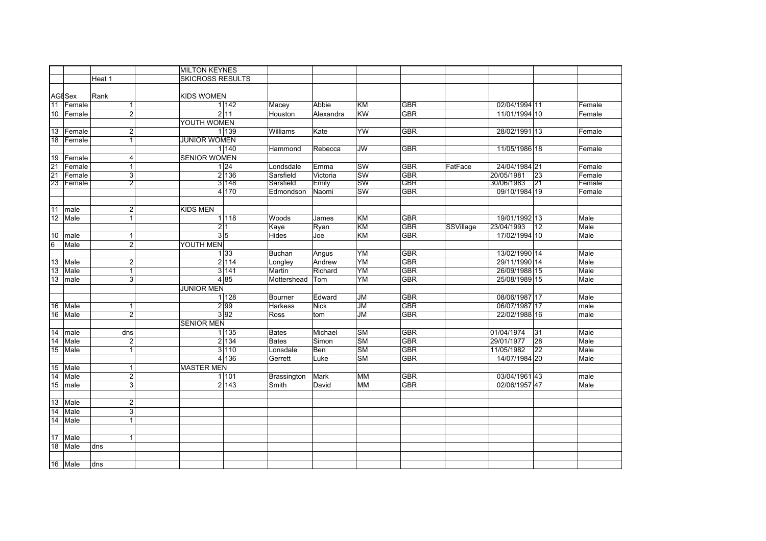| | | | | MILTON KEYNES | | | | | | | | | |
|---|---|---|---|---|---|---|---|---|---|---|---|---|---|
| | | Heat 1 | | SKICROSS RESULTS | | | | | | | | | |
| AGE | Sex | Rank | | KIDS WOMEN | | | | | | | | | |
| 11 | Female | 1 | | 1 | 142 | Macey | Abbie | KM | GBR | | 02/04/1994 | 11 | Female |
| 10 | Female | 2 | | 2 | 11 | Houston | Alexandra | KW | GBR | | 11/01/1994 | 10 | Female |
| | | | | YOUTH WOMEN | | | | | | | | | |
| 13 | Female | 2 | | 1 | 139 | Williams | Kate | YW | GBR | | 28/02/1991 | 13 | Female |
| 18 | Female | 1 | | JUNIOR WOMEN | | | | | | | | | |
| | | | | 1 | 140 | Hammond | Rebecca | JW | GBR | | 11/05/1986 | 18 | Female |
| 19 | Female | 4 | | SENIOR WOMEN | | | | | | | | | |
| 21 | Female | 1 | | 1 | 24 | Londsdale | Emma | SW | GBR | FatFace | 24/04/1984 | 21 | Female |
| 21 | Female | 3 | | 2 | 136 | Sarsfield | Victoria | SW | GBR | | 20/05/1981 | 23 | Female |
| 23 | Female | 2 | | 3 | 148 | Sarsfield | Emily | SW | GBR | | 30/06/1983 | 21 | Female |
| | | | | 4 | 170 | Edmondson | Naomi | SW | GBR | | 09/10/1984 | 19 | Female |
| | | | | | | | | | | | | | |
| 11 | male | 2 | | KIDS MEN | | | | | | | | | |
| 12 | Male | 1 | | 1 | 118 | Woods | James | KM | GBR | | 19/01/1992 | 13 | Male |
| | | | | 2 | 1 | Kaye | Ryan | KM | GBR | SSVillage | 23/04/1993 | 12 | Male |
| 10 | male | 1 | | 3 | 5 | Hides | Joe | KM | GBR | | 17/02/1994 | 10 | Male |
| 6 | Male | 2 | | YOUTH MEN | | | | | | | | | |
| | | | | 1 | 33 | Buchan | Angus | YM | GBR | | 13/02/1990 | 14 | Male |
| 13 | Male | 2 | | 2 | 114 | Longley | Andrew | YM | GBR | | 29/11/1990 | 14 | Male |
| 13 | Male | 1 | | 3 | 141 | Martin | Richard | YM | GBR | | 26/09/1988 | 15 | Male |
| 13 | male | 3 | | 4 | 85 | Mottershead | Tom | YM | GBR | | 25/08/1989 | 15 | Male |
| | | | | JUNIOR MEN | | | | | | | | | |
| | | | | 1 | 128 | Bourner | Edward | JM | GBR | | 08/06/1987 | 17 | Male |
| 16 | Male | 1 | | 2 | 99 | Harkess | Nick | JM | GBR | | 06/07/1987 | 17 | male |
| 16 | Male | 2 | | 3 | 92 | Ross | tom | JM | GBR | | 22/02/1988 | 16 | male |
| | | | | SENIOR MEN | | | | | | | | | |
| 14 | male | dns | | 1 | 135 | Bates | Michael | SM | GBR | | 01/04/1974 | 31 | Male |
| 14 | Male | 2 | | 2 | 134 | Bates | Simon | SM | GBR | | 29/01/1977 | 28 | Male |
| 15 | Male | 1 | | 3 | 110 | Lonsdale | Ben | SM | GBR | | 11/05/1982 | 22 | Male |
| | | | | 4 | 136 | Gerrett | Luke | SM | GBR | | 14/07/1984 | 20 | Male |
| 15 | Male | 1 | | MASTER MEN | | | | | | | | | |
| 14 | Male | 2 | | 1 | 101 | Brassington | Mark | MM | GBR | | 03/04/1961 | 43 | male |
| 15 | male | 3 | | 2 | 143 | Smith | David | MM | GBR | | 02/06/1957 | 47 | Male |
| | | | | | | | | | | | | | |
| 13 | Male | 2 | | | | | | | | | | | |
| 14 | Male | 3 | | | | | | | | | | | |
| 14 | Male | 1 | | | | | | | | | | | |
| | | | | | | | | | | | | | |
| 17 | Male | 1 | | | | | | | | | | | |
| 18 | Male | dns | | | | | | | | | | | |
| | | | | | | | | | | | | | |
| 16 | Male | dns | | | | | | | | | | | |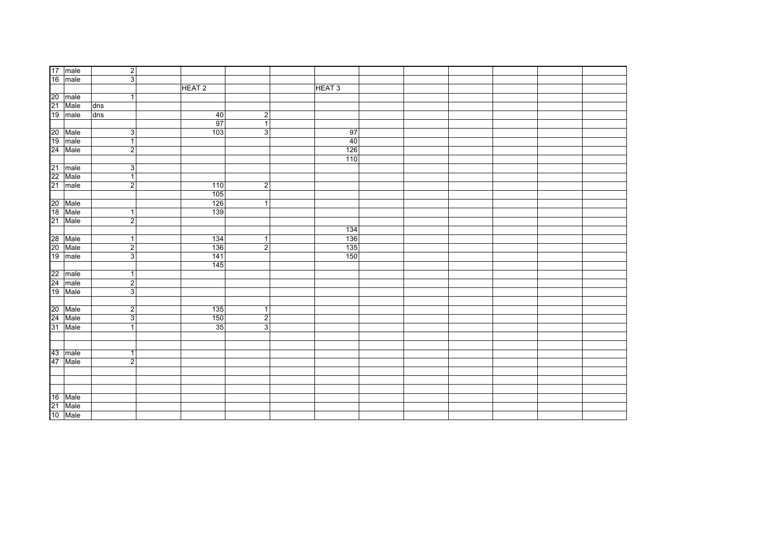| | | | | | | | | | | | | | | |
|---|---|---|---|---|---|---|---|---|---|---|---|---|---|---|
| 17 | male | 2 | | | | | | | | | | | | |
| 16 | male | 3 | | | | | | | | | | | | |
| | | | | HEAT 2 | | | HEAT 3 | | | | | | | |
| 20 | male | 1 | | | | | | | | | | | | |
| 21 | Male | dns | | | | | | | | | | | | |
| 19 | male | dns | | 40 | 2 | | | | | | | | | |
| | | | | 97 | 1 | | | | | | | | | |
| 20 | Male | 3 | | 103 | 3 | | 97 | | | | | | | |
| 19 | male | 1 | | | | | 40 | | | | | | | |
| 24 | Male | 2 | | | | | 126 | | | | | | | |
| | | | | | | | 110 | | | | | | | |
| 21 | male | 3 | | | | | | | | | | | | |
| 22 | Male | 1 | | | | | | | | | | | | |
| 21 | male | 2 | | 110 | 2 | | | | | | | | | |
| | | | | 105 | | | | | | | | | | |
| 20 | Male | | | 126 | 1 | | | | | | | | | |
| 18 | Male | 1 | | 139 | | | | | | | | | | |
| 21 | Male | 2 | | | | | | | | | | | | |
| | | | | | | | 134 | | | | | | | |
| 28 | Male | 1 | | 134 | 1 | | 136 | | | | | | | |
| 20 | Male | 2 | | 136 | 2 | | 135 | | | | | | | |
| 19 | male | 3 | | 141 | | | 150 | | | | | | | |
| | | | | 145 | | | | | | | | | | |
| 22 | male | 1 | | | | | | | | | | | | |
| 24 | male | 2 | | | | | | | | | | | | |
| 19 | Male | 3 | | | | | | | | | | | | |
| | | | | | | | | | | | | | | |
| 20 | Male | 2 | | 135 | 1 | | | | | | | | | |
| 24 | Male | 3 | | 150 | 2 | | | | | | | | | |
| 31 | Male | 1 | | 35 | 3 | | | | | | | | | |
| | | | | | | | | | | | | | | |
| | | | | | | | | | | | | | | |
| 43 | male | 1 | | | | | | | | | | | | |
| 47 | Male | 2 | | | | | | | | | | | | |
| | | | | | | | | | | | | | | |
| | | | | | | | | | | | | | | |
| | | | | | | | | | | | | | | |
| 16 | Male | | | | | | | | | | | | | |
| 21 | Male | | | | | | | | | | | | | |
| 10 | Male | | | | | | | | | | | | | |